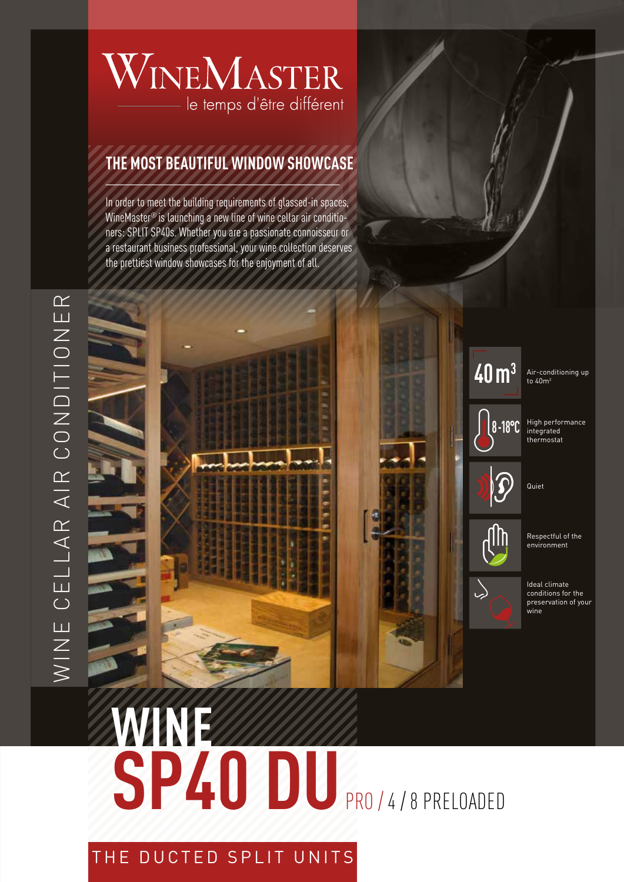# WineMaster

le temps d'être différent

## THE MOST BEAUTIFUL WINDOW SHOWCASE

In order to meet the building requirements of glassed-in spaces, WineMaster® is launching a new line of wine cellar air conditioners: SPLIT SP40s. Whether you are a passionate connoisseur or a restaurant business professional, your wine collection deserves the prettiest window showcases for the enjoyment of all.

WINE CELLAR AIR CONDITIONER

- **40 m³** — Air-conditioning up to 40m³
- **8-18°C** — High performance integrated thermostat
- Quiet
- Respectful of the environment
- Ideal climate conditions for the preservation of your wine

# WINE SP40 DU

PRO / 4 / 8 PRELOADED

## THE DUCTED SPLIT UNITS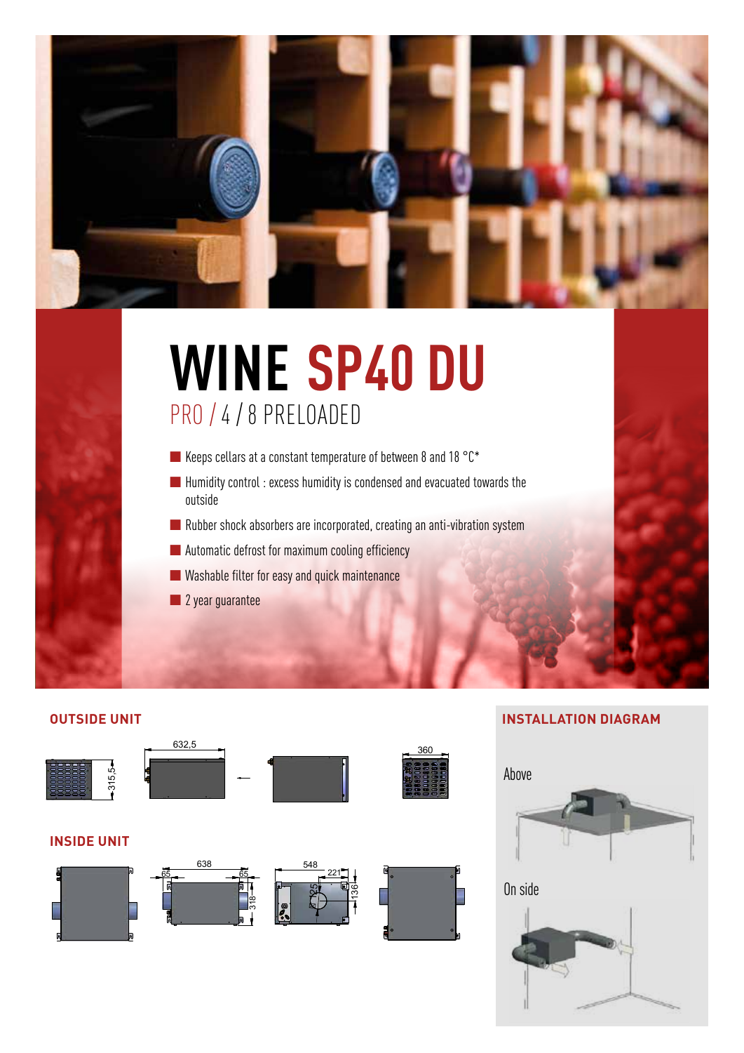# WINE SP40 DU

## PRO / 4 / 8 PRELOADED

- Keeps cellars at a constant temperature of between 8 and 18 °C*
- Humidity control : excess humidity is condensed and evacuated towards the outside
- Rubber shock absorbers are incorporated, creating an anti-vibration system
- Automatic defrost for maximum cooling efficiency
- Washable filter for easy and quick maintenance
- 2 year guarantee

## OUTSIDE UNIT

632,5

315,5

360

## INSIDE UNIT

638

65

65

318

548

221

125

136

## INSTALLATION DIAGRAM

Above

On side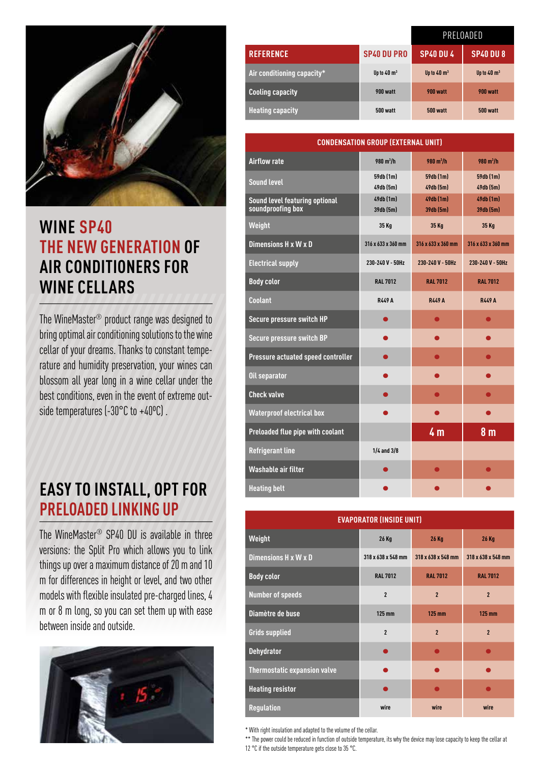# WINE SP40 THE NEW GENERATION OF AIR CONDITIONERS FOR WINE CELLARS

The WineMaster® product range was designed to bring optimal air conditioning solutions to the wine cellar of your dreams. Thanks to constant temperature and humidity preservation, your wines can blossom all year long in a wine cellar under the best conditions, even in the event of extreme outside temperatures (-30°C to +40°C) .

## EASY TO INSTALL, OPT FOR PRELOADED LINKING UP

The WineMaster® SP40 DU is available in three versions: the Split Pro which allows you to link things up over a maximum distance of 20 m and 10 m for differences in height or level, and two other models with flexible insulated pre-charged lines, 4 m or 8 m long, so you can set them up with ease between inside and outside.

| | | PRELOADED | |
|---|---|---|---|
| **REFERENCE** | **SP40 DU PRO** | **SP40 DU 4** | **SP40 DU 8** |
| Air conditioning capacity* | Up to 40 m³ | Up to 40 m³ | Up to 40 m³ |
| Cooling capacity | 900 watt | 900 watt | 900 watt |
| Heating capacity | 500 watt | 500 watt | 500 watt |
| **CONDENSATION GROUP (EXTERNAL UNIT)** | | | |
| Airflow rate | 980 m³/h | 980 m³/h | 980 m³/h |
| Sound level | 59db (1m) 49db (5m) | 59db (1m) 49db (5m) | 59db (1m) 49db (5m) |
| Sound level featuring optional soundproofing box | 49db (1m) 39db (5m) | 49db (1m) 39db (5m) | 49db (1m) 39db (5m) |
| Weight | 35 Kg | 35 Kg | 35 Kg |
| Dimensions H x W x D | 316 x 633 x 360 mm | 316 x 633 x 360 mm | 316 x 633 x 360 mm |
| Electrical supply | 230-240 V - 50Hz | 230-240 V - 50Hz | 230-240 V - 50Hz |
| Body color | RAL 7012 | RAL 7012 | RAL 7012 |
| Coolant | R449 A | R449 A | R449 A |
| Secure pressure switch HP | ● | ● | ● |
| Secure pressure switch BP | ● | ● | ● |
| Pressure actuated speed controller | ● | ● | ● |
| Oil separator | ● | ● | ● |
| Check valve | ● | ● | ● |
| Waterproof electrical box | ● | ● | ● |
| Preloaded flue pipe with coolant | | 4 m | 8 m |
| Refrigerant line | 1/4 and 3/8 | | |
| Washable air filter | ● | ● | ● |
| Heating belt | ● | ● | ● |
| **EVAPORATOR (INSIDE UNIT)** | | | |
| Weight | 26 Kg | 26 Kg | 26 Kg |
| Dimensions H x W x D | 318 x 638 x 548 mm | 318 x 638 x 548 mm | 318 x 638 x 548 mm |
| Body color | RAL 7012 | RAL 7012 | RAL 7012 |
| Number of speeds | 2 | 2 | 2 |
| Diamètre de buse | 125 mm | 125 mm | 125 mm |
| Grids supplied | 2 | 2 | 2 |
| Dehydrator | ● | ● | ● |
| Thermostatic expansion valve | ● | ● | ● |
| Heating resistor | ● | ● | ● |
| Regulation | wire | wire | wire |

* With right insulation and adapted to the volume of the cellar.

** The power could be reduced in function of outside temperature, its why the device may lose capacity to keep the cellar at 12 °C if the outside temperature gets close to 35 °C.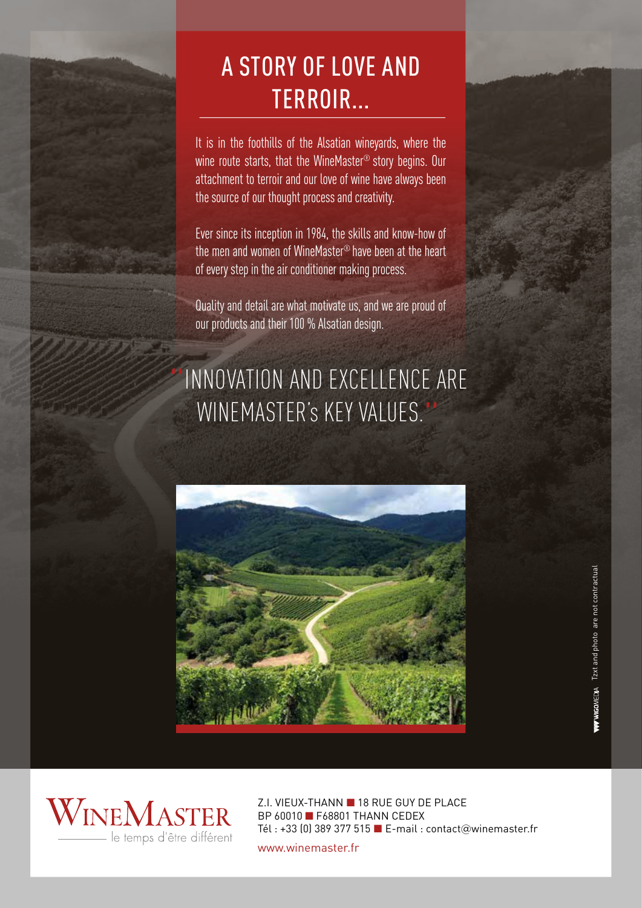# A STORY OF LOVE AND TERROIR...

It is in the foothills of the Alsatian wineyards, where the wine route starts, that the WineMaster® story begins. Our attachment to terroir and our love of wine have always been the source of our thought process and creativity.

Ever since its inception in 1984, the skills and know-how of the men and women of WineMaster® have been at the heart of every step in the air conditioner making process.

Quality and detail are what motivate us, and we are proud of our products and their 100 % Alsatian design.

## "INNOVATION AND EXCELLENCE ARE WINEMASTER's KEY VALUES."

Tzxt and photo are not contractual

WINEMASTER
le temps d'être différent

Z.I. VIEUX-THANN ■ 18 RUE GUY DE PLACE
BP 60010 ■ F68801 THANN CEDEX
Tél : +33 (0) 389 377 515 ■ E-mail : contact@winemaster.fr

www.winemaster.fr